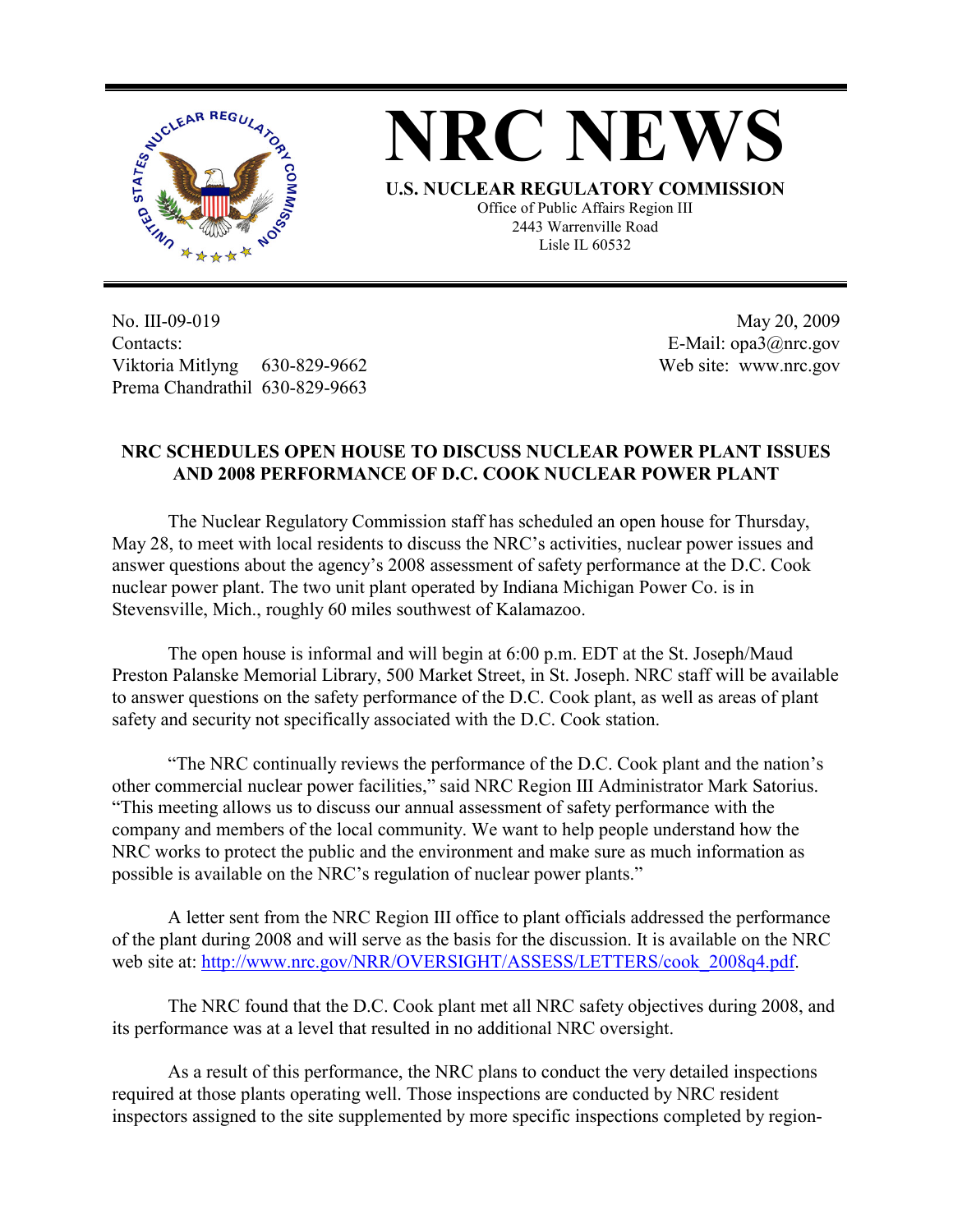# NRC NEWS

**U.S. NUCLEAR REGULATORY COMMISSION**

Office of Public Affairs Region III
2443 Warrenville Road
Lisle IL 60532

No. III-09-019
Contacts:
Viktoria Mitlyng 630-829-9662
Prema Chandrathil 630-829-9663

May 20, 2009
E-Mail: opa3@nrc.gov
Web site: www.nrc.gov

## NRC SCHEDULES OPEN HOUSE TO DISCUSS NUCLEAR POWER PLANT ISSUES AND 2008 PERFORMANCE OF D.C. COOK NUCLEAR POWER PLANT

The Nuclear Regulatory Commission staff has scheduled an open house for Thursday, May 28, to meet with local residents to discuss the NRC's activities, nuclear power issues and answer questions about the agency's 2008 assessment of safety performance at the D.C. Cook nuclear power plant. The two unit plant operated by Indiana Michigan Power Co. is in Stevensville, Mich., roughly 60 miles southwest of Kalamazoo.

The open house is informal and will begin at 6:00 p.m. EDT at the St. Joseph/Maud Preston Palanske Memorial Library, 500 Market Street, in St. Joseph. NRC staff will be available to answer questions on the safety performance of the D.C. Cook plant, as well as areas of plant safety and security not specifically associated with the D.C. Cook station.

"The NRC continually reviews the performance of the D.C. Cook plant and the nation's other commercial nuclear power facilities," said NRC Region III Administrator Mark Satorius. "This meeting allows us to discuss our annual assessment of safety performance with the company and members of the local community. We want to help people understand how the NRC works to protect the public and the environment and make sure as much information as possible is available on the NRC's regulation of nuclear power plants."

A letter sent from the NRC Region III office to plant officials addressed the performance of the plant during 2008 and will serve as the basis for the discussion. It is available on the NRC web site at: http://www.nrc.gov/NRR/OVERSIGHT/ASSESS/LETTERS/cook_2008q4.pdf.

The NRC found that the D.C. Cook plant met all NRC safety objectives during 2008, and its performance was at a level that resulted in no additional NRC oversight.

As a result of this performance, the NRC plans to conduct the very detailed inspections required at those plants operating well. Those inspections are conducted by NRC resident inspectors assigned to the site supplemented by more specific inspections completed by region-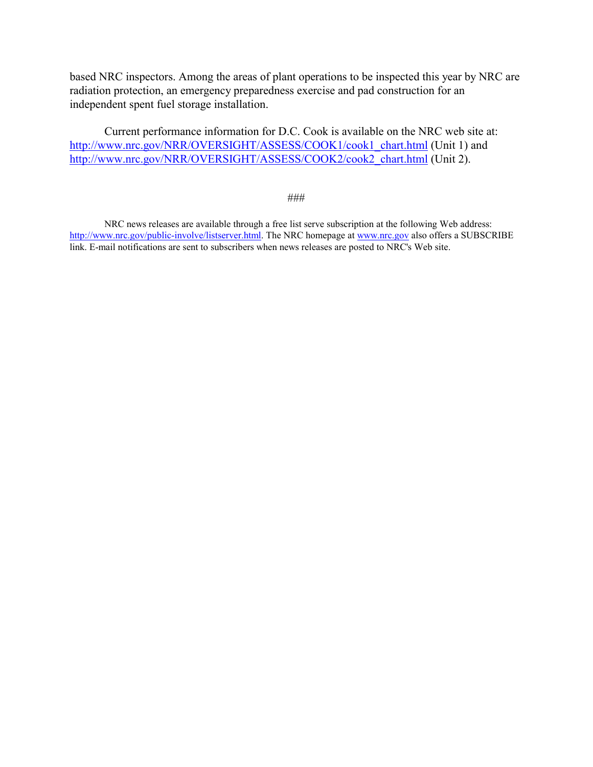based NRC inspectors. Among the areas of plant operations to be inspected this year by NRC are radiation protection, an emergency preparedness exercise and pad construction for an independent spent fuel storage installation.

Current performance information for D.C. Cook is available on the NRC web site at: http://www.nrc.gov/NRR/OVERSIGHT/ASSESS/COOK1/cook1_chart.html (Unit 1) and http://www.nrc.gov/NRR/OVERSIGHT/ASSESS/COOK2/cook2_chart.html (Unit 2).

###

NRC news releases are available through a free list serve subscription at the following Web address: http://www.nrc.gov/public-involve/listserver.html. The NRC homepage at www.nrc.gov also offers a SUBSCRIBE link. E-mail notifications are sent to subscribers when news releases are posted to NRC's Web site.